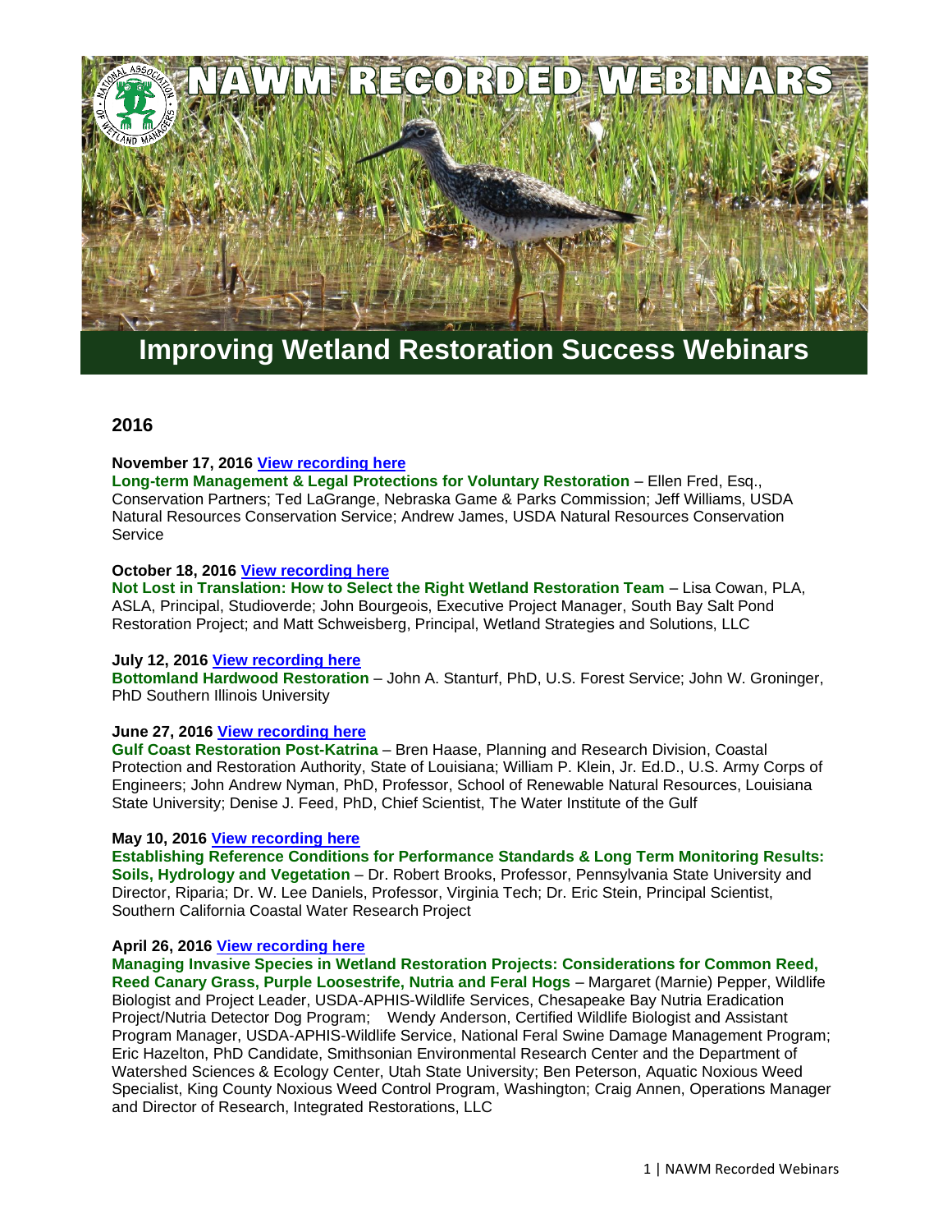# NAWM RECORDED WEBINARS

## Improving Wetland Restoration Success Webinars

### 2016

**November 17, 2016** [View recording here]

**Long-term Management & Legal Protections for Voluntary Restoration** – Ellen Fred, Esq., Conservation Partners; Ted LaGrange, Nebraska Game & Parks Commission; Jeff Williams, USDA Natural Resources Conservation Service; Andrew James, USDA Natural Resources Conservation Service

**October 18, 2016** [View recording here]

**Not Lost in Translation: How to Select the Right Wetland Restoration Team** – Lisa Cowan, PLA, ASLA, Principal, Studioverde; John Bourgeois, Executive Project Manager, South Bay Salt Pond Restoration Project; and Matt Schweisberg, Principal, Wetland Strategies and Solutions, LLC

**July 12, 2016** [View recording here]

**Bottomland Hardwood Restoration** – John A. Stanturf, PhD, U.S. Forest Service; John W. Groninger, PhD Southern Illinois University

**June 27, 2016** [View recording here]

**Gulf Coast Restoration Post-Katrina** – Bren Haase, Planning and Research Division, Coastal Protection and Restoration Authority, State of Louisiana; William P. Klein, Jr. Ed.D., U.S. Army Corps of Engineers; John Andrew Nyman, PhD, Professor, School of Renewable Natural Resources, Louisiana State University; Denise J. Feed, PhD, Chief Scientist, The Water Institute of the Gulf

**May 10, 2016** [View recording here]

**Establishing Reference Conditions for Performance Standards & Long Term Monitoring Results: Soils, Hydrology and Vegetation** – Dr. Robert Brooks, Professor, Pennsylvania State University and Director, Riparia; Dr. W. Lee Daniels, Professor, Virginia Tech; Dr. Eric Stein, Principal Scientist, Southern California Coastal Water Research Project

**April 26, 2016** [View recording here]

**Managing Invasive Species in Wetland Restoration Projects: Considerations for Common Reed, Reed Canary Grass, Purple Loosestrife, Nutria and Feral Hogs** – Margaret (Marnie) Pepper, Wildlife Biologist and Project Leader, USDA-APHIS-Wildlife Services, Chesapeake Bay Nutria Eradication Project/Nutria Detector Dog Program; Wendy Anderson, Certified Wildlife Biologist and Assistant Program Manager, USDA-APHIS-Wildlife Service, National Feral Swine Damage Management Program; Eric Hazelton, PhD Candidate, Smithsonian Environmental Research Center and the Department of Watershed Sciences & Ecology Center, Utah State University; Ben Peterson, Aquatic Noxious Weed Specialist, King County Noxious Weed Control Program, Washington; Craig Annen, Operations Manager and Director of Research, Integrated Restorations, LLC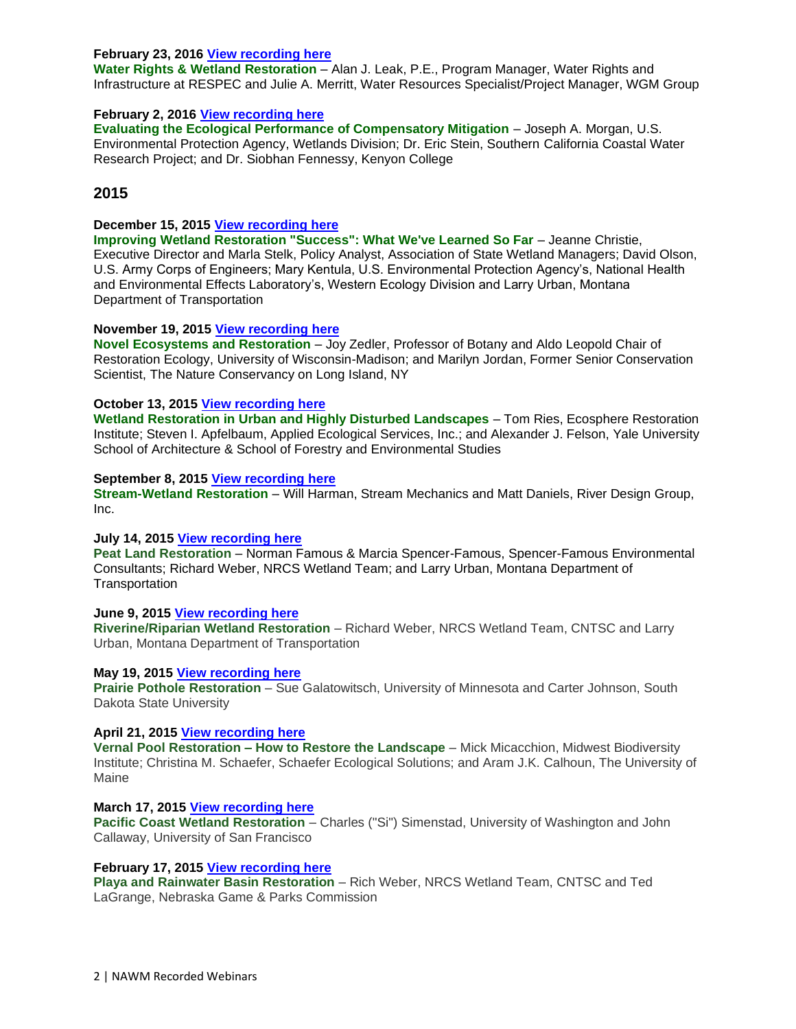**February 23, 2016 [View recording here]**
**Water Rights & Wetland Restoration** – Alan J. Leak, P.E., Program Manager, Water Rights and Infrastructure at RESPEC and Julie A. Merritt, Water Resources Specialist/Project Manager, WGM Group

**February 2, 2016 [View recording here]**
**Evaluating the Ecological Performance of Compensatory Mitigation** – Joseph A. Morgan, U.S. Environmental Protection Agency, Wetlands Division; Dr. Eric Stein, Southern California Coastal Water Research Project; and Dr. Siobhan Fennessy, Kenyon College

## 2015

**December 15, 2015 [View recording here]**
**Improving Wetland Restoration "Success": What We've Learned So Far** – Jeanne Christie, Executive Director and Marla Stelk, Policy Analyst, Association of State Wetland Managers; David Olson, U.S. Army Corps of Engineers; Mary Kentula, U.S. Environmental Protection Agency's, National Health and Environmental Effects Laboratory's, Western Ecology Division and Larry Urban, Montana Department of Transportation

**November 19, 2015 [View recording here]**
**Novel Ecosystems and Restoration** – Joy Zedler, Professor of Botany and Aldo Leopold Chair of Restoration Ecology, University of Wisconsin-Madison; and Marilyn Jordan, Former Senior Conservation Scientist, The Nature Conservancy on Long Island, NY

**October 13, 2015 [View recording here]**
**Wetland Restoration in Urban and Highly Disturbed Landscapes** – Tom Ries, Ecosphere Restoration Institute; Steven I. Apfelbaum, Applied Ecological Services, Inc.; and Alexander J. Felson, Yale University School of Architecture & School of Forestry and Environmental Studies

**September 8, 2015 [View recording here]**
**Stream-Wetland Restoration** – Will Harman, Stream Mechanics and Matt Daniels, River Design Group, Inc.

**July 14, 2015 [View recording here]**
**Peat Land Restoration** – Norman Famous & Marcia Spencer-Famous, Spencer-Famous Environmental Consultants; Richard Weber, NRCS Wetland Team; and Larry Urban, Montana Department of Transportation

**June 9, 2015 [View recording here]**
**Riverine/Riparian Wetland Restoration** – Richard Weber, NRCS Wetland Team, CNTSC and Larry Urban, Montana Department of Transportation

**May 19, 2015 [View recording here]**
**Prairie Pothole Restoration** – Sue Galatowitsch, University of Minnesota and Carter Johnson, South Dakota State University

**April 21, 2015 [View recording here]**
**Vernal Pool Restoration – How to Restore the Landscape** – Mick Micacchion, Midwest Biodiversity Institute; Christina M. Schaefer, Schaefer Ecological Solutions; and Aram J.K. Calhoun, The University of Maine

**March 17, 2015 [View recording here]**
**Pacific Coast Wetland Restoration** – Charles ("Si") Simenstad, University of Washington and John Callaway, University of San Francisco

**February 17, 2015 [View recording here]**
**Playa and Rainwater Basin Restoration** – Rich Weber, NRCS Wetland Team, CNTSC and Ted LaGrange, Nebraska Game & Parks Commission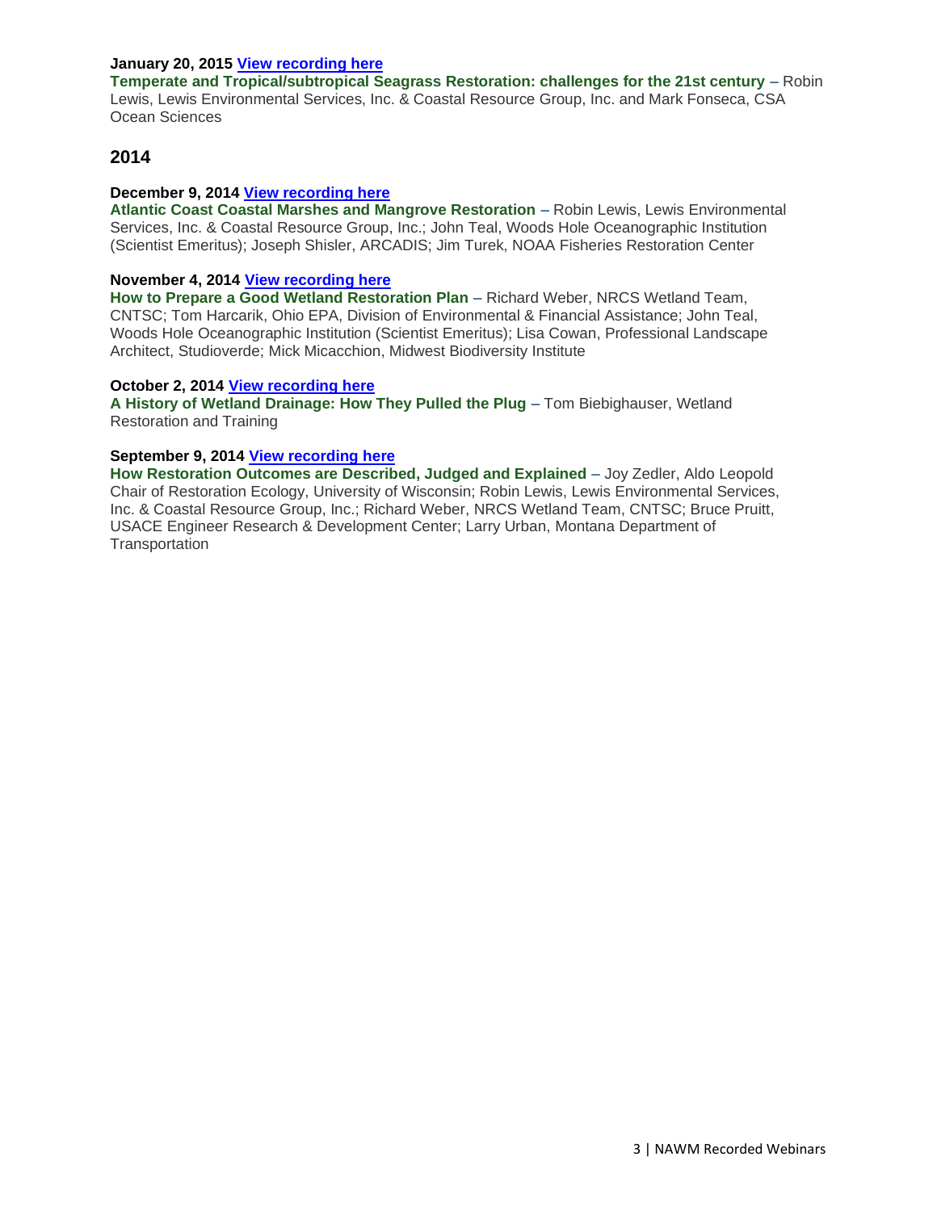**January 20, 2015** **View recording here**

**Temperate and Tropical/subtropical Seagrass Restoration: challenges for the 21st century** – Robin Lewis, Lewis Environmental Services, Inc. & Coastal Resource Group, Inc. and Mark Fonseca, CSA Ocean Sciences

## 2014

**December 9, 2014** **View recording here**

**Atlantic Coast Coastal Marshes and Mangrove Restoration** – Robin Lewis, Lewis Environmental Services, Inc. & Coastal Resource Group, Inc.; John Teal, Woods Hole Oceanographic Institution (Scientist Emeritus); Joseph Shisler, ARCADIS; Jim Turek, NOAA Fisheries Restoration Center

**November 4, 2014** **View recording here**

**How to Prepare a Good Wetland Restoration Plan** – Richard Weber, NRCS Wetland Team, CNTSC; Tom Harcarik, Ohio EPA, Division of Environmental & Financial Assistance; John Teal, Woods Hole Oceanographic Institution (Scientist Emeritus); Lisa Cowan, Professional Landscape Architect, Studioverde; Mick Micacchion, Midwest Biodiversity Institute

**October 2, 2014** **View recording here**

**A History of Wetland Drainage: How They Pulled the Plug** – Tom Biebighauser, Wetland Restoration and Training

**September 9, 2014** **View recording here**

**How Restoration Outcomes are Described, Judged and Explained** – Joy Zedler, Aldo Leopold Chair of Restoration Ecology, University of Wisconsin; Robin Lewis, Lewis Environmental Services, Inc. & Coastal Resource Group, Inc.; Richard Weber, NRCS Wetland Team, CNTSC; Bruce Pruitt, USACE Engineer Research & Development Center; Larry Urban, Montana Department of Transportation